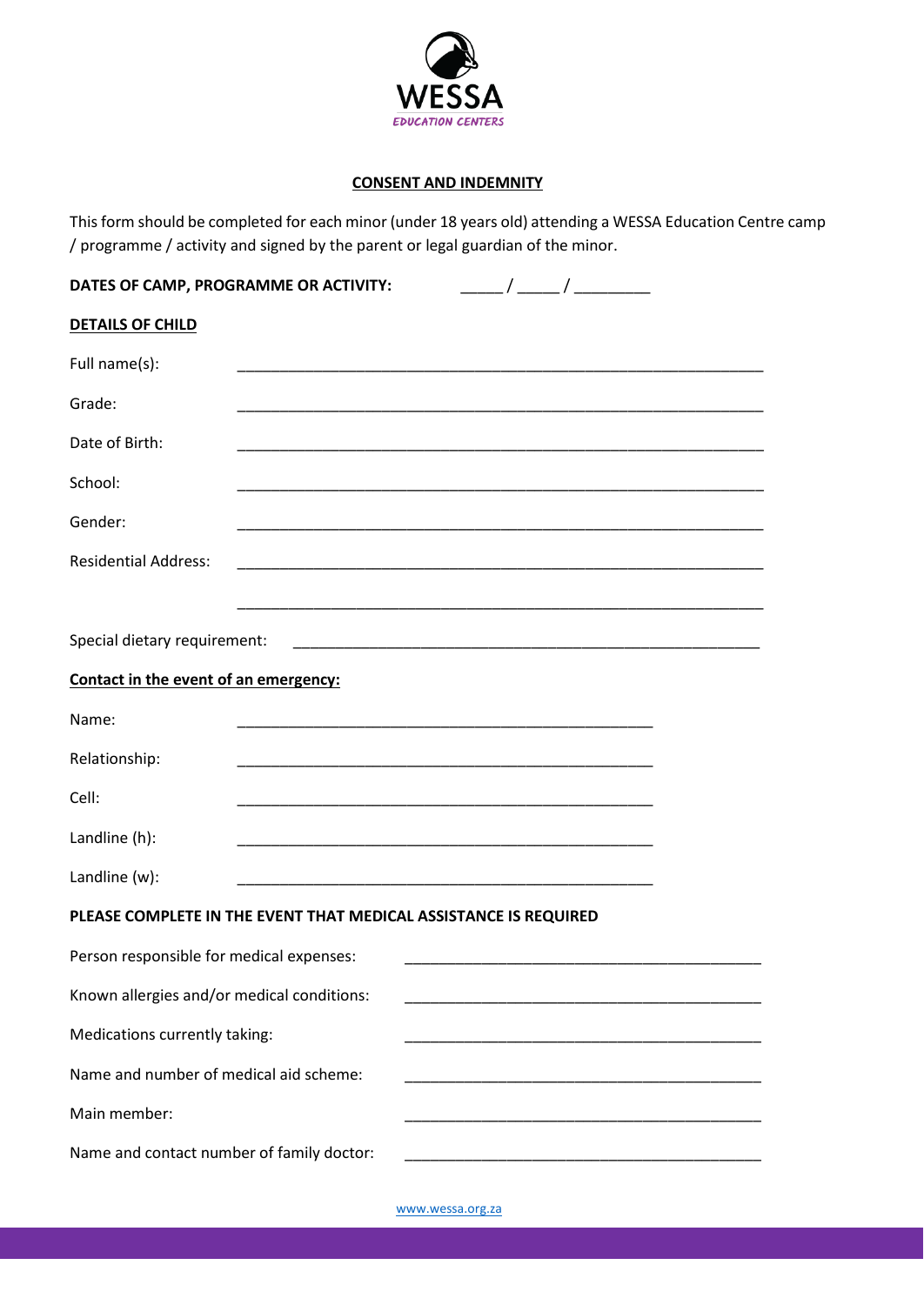WESSA

EDUCATION CENTERS

## CONSENT AND INDEMNITY

This form should be completed for each minor (under 18 years old) attending a WESSA Education Centre camp / programme / activity and signed by the parent or legal guardian of the minor.

**DATES OF CAMP, PROGRAMME OR ACTIVITY:** _____ / _____ / _________

**DETAILS OF CHILD**

Full name(s): _______________________________________________________________

Grade: _______________________________________________________________

Date of Birth: _______________________________________________________________

School: _______________________________________________________________

Gender: _______________________________________________________________

Residential Address: _______________________________________________________________

_______________________________________________________________

Special dietary requirement: _________________________________________________________

**Contact in the event of an emergency:**

Name: ___________________________________________________

Relationship: ___________________________________________________

Cell: ___________________________________________________

Landline (h): ___________________________________________________

Landline (w): ___________________________________________________

**PLEASE COMPLETE IN THE EVENT THAT MEDICAL ASSISTANCE IS REQUIRED**

Person responsible for medical expenses: ____________________________________________

Known allergies and/or medical conditions: ____________________________________________

Medications currently taking: ____________________________________________

Name and number of medical aid scheme: ____________________________________________

Main member: ____________________________________________

Name and contact number of family doctor: ____________________________________________

www.wessa.org.za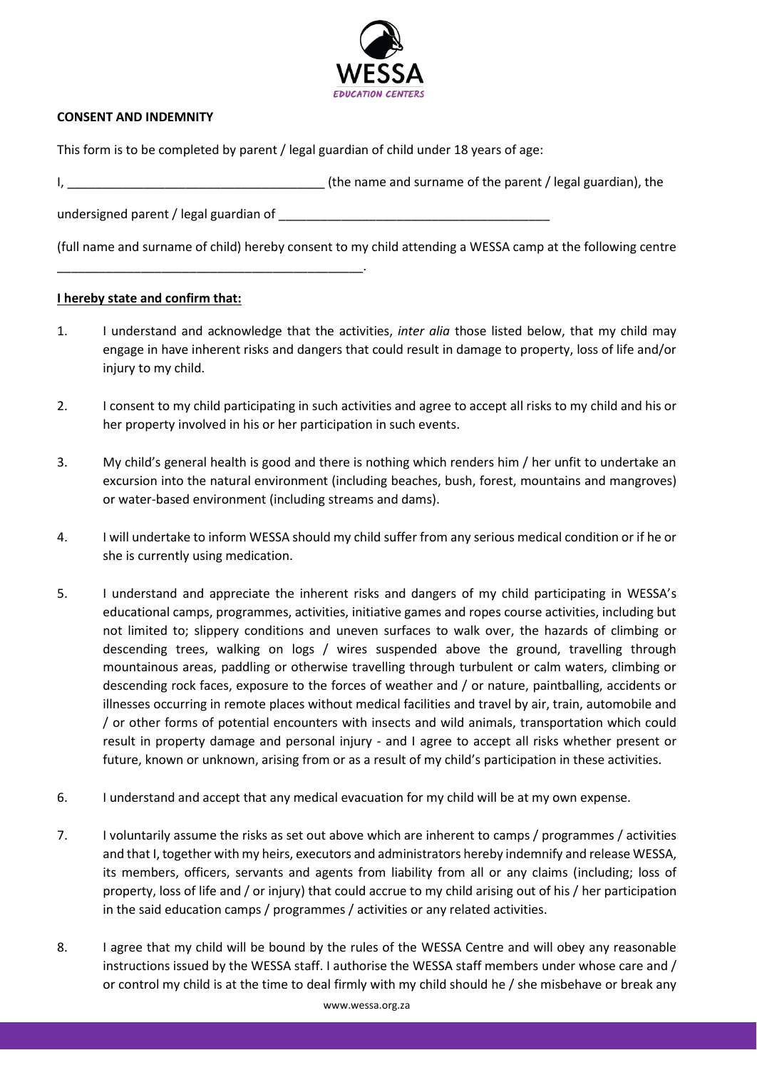**CONSENT AND INDEMNITY**

This form is to be completed by parent / legal guardian of child under 18 years of age:

I, ____________________________________ (the name and surname of the parent / legal guardian), the

undersigned parent / legal guardian of ________________________________________

(full name and surname of child) hereby consent to my child attending a WESSA camp at the following centre

_____________________________________________.

**I hereby state and confirm that:**

1. I understand and acknowledge that the activities, *inter alia* those listed below, that my child may engage in have inherent risks and dangers that could result in damage to property, loss of life and/or injury to my child.

2. I consent to my child participating in such activities and agree to accept all risks to my child and his or her property involved in his or her participation in such events.

3. My child's general health is good and there is nothing which renders him / her unfit to undertake an excursion into the natural environment (including beaches, bush, forest, mountains and mangroves) or water-based environment (including streams and dams).

4. I will undertake to inform WESSA should my child suffer from any serious medical condition or if he or she is currently using medication.

5. I understand and appreciate the inherent risks and dangers of my child participating in WESSA's educational camps, programmes, activities, initiative games and ropes course activities, including but not limited to; slippery conditions and uneven surfaces to walk over, the hazards of climbing or descending trees, walking on logs / wires suspended above the ground, travelling through mountainous areas, paddling or otherwise travelling through turbulent or calm waters, climbing or descending rock faces, exposure to the forces of weather and / or nature, paintballing, accidents or illnesses occurring in remote places without medical facilities and travel by air, train, automobile and / or other forms of potential encounters with insects and wild animals, transportation which could result in property damage and personal injury - and I agree to accept all risks whether present or future, known or unknown, arising from or as a result of my child's participation in these activities.

6. I understand and accept that any medical evacuation for my child will be at my own expense.

7. I voluntarily assume the risks as set out above which are inherent to camps / programmes / activities and that I, together with my heirs, executors and administrators hereby indemnify and release WESSA, its members, officers, servants and agents from liability from all or any claims (including; loss of property, loss of life and / or injury) that could accrue to my child arising out of his / her participation in the said education camps / programmes / activities or any related activities.

8. I agree that my child will be bound by the rules of the WESSA Centre and will obey any reasonable instructions issued by the WESSA staff. I authorise the WESSA staff members under whose care and / or control my child is at the time to deal firmly with my child should he / she misbehave or break any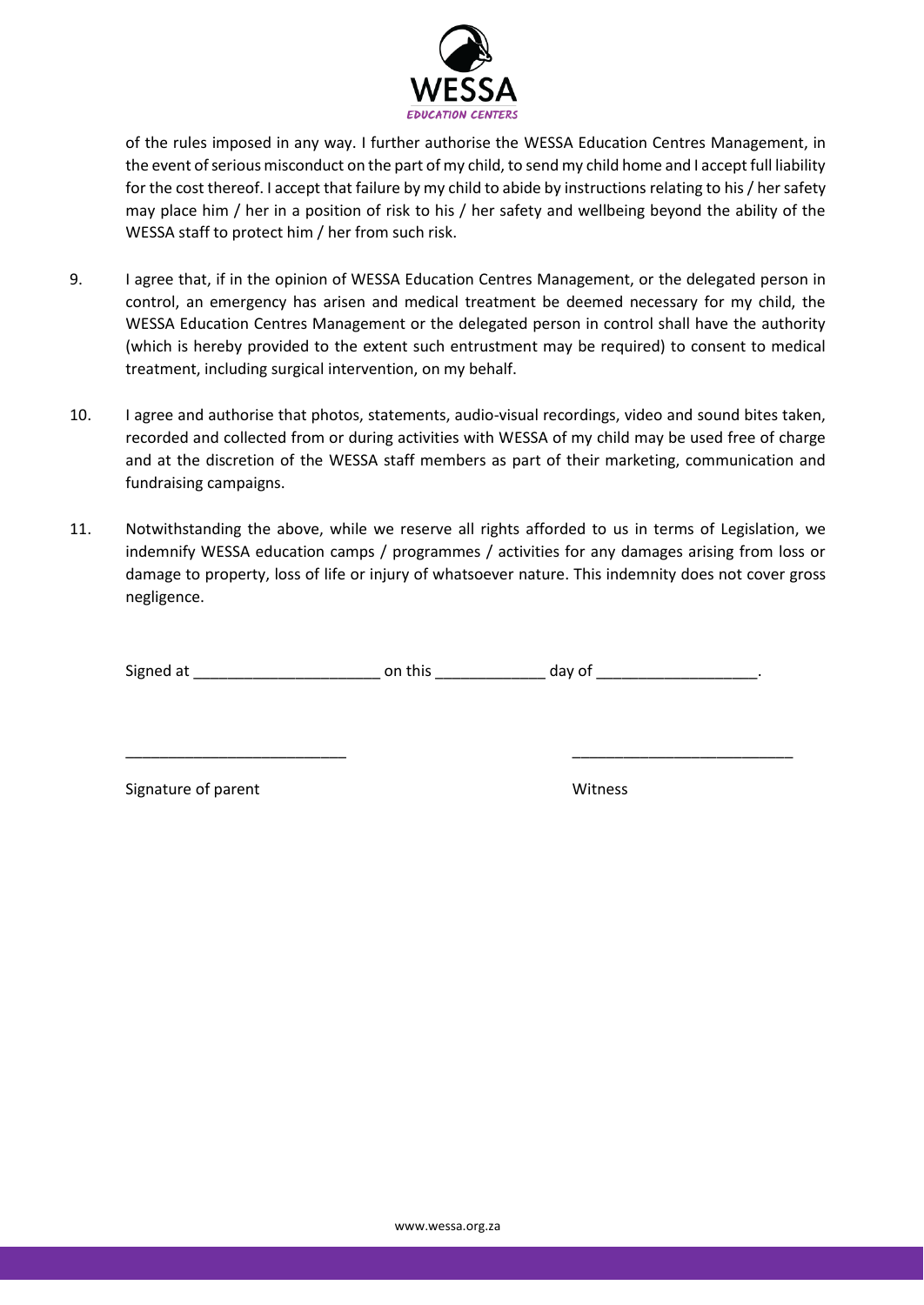of the rules imposed in any way. I further authorise the WESSA Education Centres Management, in the event of serious misconduct on the part of my child, to send my child home and I accept full liability for the cost thereof. I accept that failure by my child to abide by instructions relating to his / her safety may place him / her in a position of risk to his / her safety and wellbeing beyond the ability of the WESSA staff to protect him / her from such risk.

9. I agree that, if in the opinion of WESSA Education Centres Management, or the delegated person in control, an emergency has arisen and medical treatment be deemed necessary for my child, the WESSA Education Centres Management or the delegated person in control shall have the authority (which is hereby provided to the extent such entrustment may be required) to consent to medical treatment, including surgical intervention, on my behalf.

10. I agree and authorise that photos, statements, audio-visual recordings, video and sound bites taken, recorded and collected from or during activities with WESSA of my child may be used free of charge and at the discretion of the WESSA staff members as part of their marketing, communication and fundraising campaigns.

11. Notwithstanding the above, while we reserve all rights afforded to us in terms of Legislation, we indemnify WESSA education camps / programmes / activities for any damages arising from loss or damage to property, loss of life or injury of whatsoever nature. This indemnity does not cover gross negligence.

Signed at ______________________ on this _____________ day of ___________________.

__________________________ __________________________

Signature of parent Witness